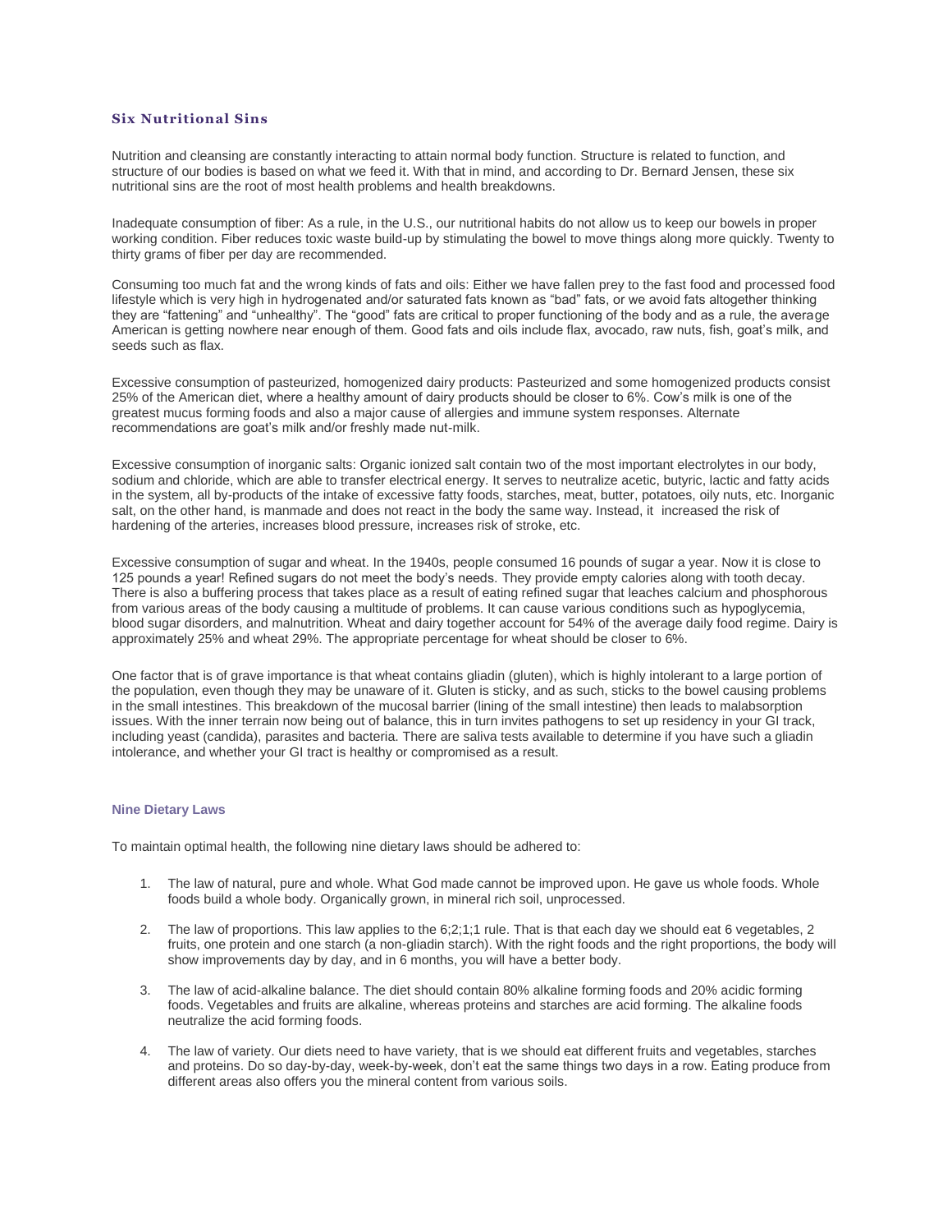## Six Nutritional Sins

Nutrition and cleansing are constantly interacting to attain normal body function. Structure is related to function, and structure of our bodies is based on what we feed it. With that in mind, and according to Dr. Bernard Jensen, these six nutritional sins are the root of most health problems and health breakdowns.

Inadequate consumption of fiber: As a rule, in the U.S., our nutritional habits do not allow us to keep our bowels in proper working condition. Fiber reduces toxic waste build-up by stimulating the bowel to move things along more quickly. Twenty to thirty grams of fiber per day are recommended.

Consuming too much fat and the wrong kinds of fats and oils: Either we have fallen prey to the fast food and processed food lifestyle which is very high in hydrogenated and/or saturated fats known as "bad" fats, or we avoid fats altogether thinking they are "fattening" and "unhealthy". The "good" fats are critical to proper functioning of the body and as a rule, the average American is getting nowhere near enough of them. Good fats and oils include flax, avocado, raw nuts, fish, goat's milk, and seeds such as flax.

Excessive consumption of pasteurized, homogenized dairy products: Pasteurized and some homogenized products consist 25% of the American diet, where a healthy amount of dairy products should be closer to 6%. Cow's milk is one of the greatest mucus forming foods and also a major cause of allergies and immune system responses. Alternate recommendations are goat's milk and/or freshly made nut-milk.

Excessive consumption of inorganic salts: Organic ionized salt contain two of the most important electrolytes in our body, sodium and chloride, which are able to transfer electrical energy. It serves to neutralize acetic, butyric, lactic and fatty acids in the system, all by-products of the intake of excessive fatty foods, starches, meat, butter, potatoes, oily nuts, etc. Inorganic salt, on the other hand, is manmade and does not react in the body the same way. Instead, it increased the risk of hardening of the arteries, increases blood pressure, increases risk of stroke, etc.

Excessive consumption of sugar and wheat. In the 1940s, people consumed 16 pounds of sugar a year. Now it is close to 125 pounds a year! Refined sugars do not meet the body's needs. They provide empty calories along with tooth decay. There is also a buffering process that takes place as a result of eating refined sugar that leaches calcium and phosphorous from various areas of the body causing a multitude of problems. It can cause various conditions such as hypoglycemia, blood sugar disorders, and malnutrition. Wheat and dairy together account for 54% of the average daily food regime. Dairy is approximately 25% and wheat 29%. The appropriate percentage for wheat should be closer to 6%.

One factor that is of grave importance is that wheat contains gliadin (gluten), which is highly intolerant to a large portion of the population, even though they may be unaware of it. Gluten is sticky, and as such, sticks to the bowel causing problems in the small intestines. This breakdown of the mucosal barrier (lining of the small intestine) then leads to malabsorption issues. With the inner terrain now being out of balance, this in turn invites pathogens to set up residency in your GI track, including yeast (candida), parasites and bacteria. There are saliva tests available to determine if you have such a gliadin intolerance, and whether your GI tract is healthy or compromised as a result.

### Nine Dietary Laws

To maintain optimal health, the following nine dietary laws should be adhered to:

1. The law of natural, pure and whole. What God made cannot be improved upon. He gave us whole foods. Whole foods build a whole body. Organically grown, in mineral rich soil, unprocessed.
2. The law of proportions. This law applies to the 6;2;1;1 rule. That is that each day we should eat 6 vegetables, 2 fruits, one protein and one starch (a non-gliadin starch). With the right foods and the right proportions, the body will show improvements day by day, and in 6 months, you will have a better body.
3. The law of acid-alkaline balance. The diet should contain 80% alkaline forming foods and 20% acidic forming foods. Vegetables and fruits are alkaline, whereas proteins and starches are acid forming. The alkaline foods neutralize the acid forming foods.
4. The law of variety. Our diets need to have variety, that is we should eat different fruits and vegetables, starches and proteins. Do so day-by-day, week-by-week, don't eat the same things two days in a row. Eating produce from different areas also offers you the mineral content from various soils.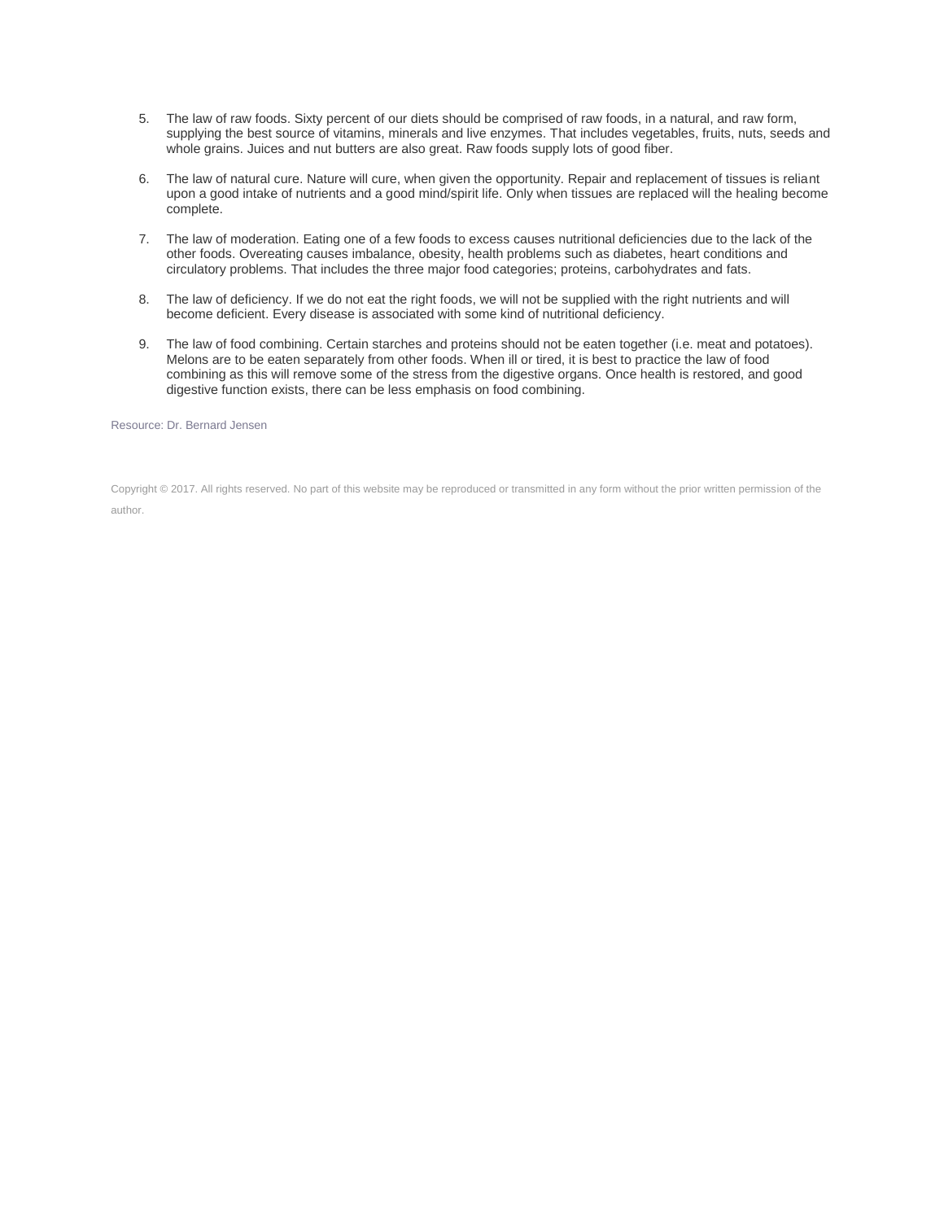5. The law of raw foods. Sixty percent of our diets should be comprised of raw foods, in a natural, and raw form, supplying the best source of vitamins, minerals and live enzymes. That includes vegetables, fruits, nuts, seeds and whole grains. Juices and nut butters are also great. Raw foods supply lots of good fiber.

6. The law of natural cure. Nature will cure, when given the opportunity. Repair and replacement of tissues is reliant upon a good intake of nutrients and a good mind/spirit life. Only when tissues are replaced will the healing become complete.

7. The law of moderation. Eating one of a few foods to excess causes nutritional deficiencies due to the lack of the other foods. Overeating causes imbalance, obesity, health problems such as diabetes, heart conditions and circulatory problems. That includes the three major food categories; proteins, carbohydrates and fats.

8. The law of deficiency. If we do not eat the right foods, we will not be supplied with the right nutrients and will become deficient. Every disease is associated with some kind of nutritional deficiency.

9. The law of food combining. Certain starches and proteins should not be eaten together (i.e. meat and potatoes). Melons are to be eaten separately from other foods. When ill or tired, it is best to practice the law of food combining as this will remove some of the stress from the digestive organs. Once health is restored, and good digestive function exists, there can be less emphasis on food combining.

Resource: Dr. Bernard Jensen

Copyright © 2017. All rights reserved. No part of this website may be reproduced or transmitted in any form without the prior written permission of the author.